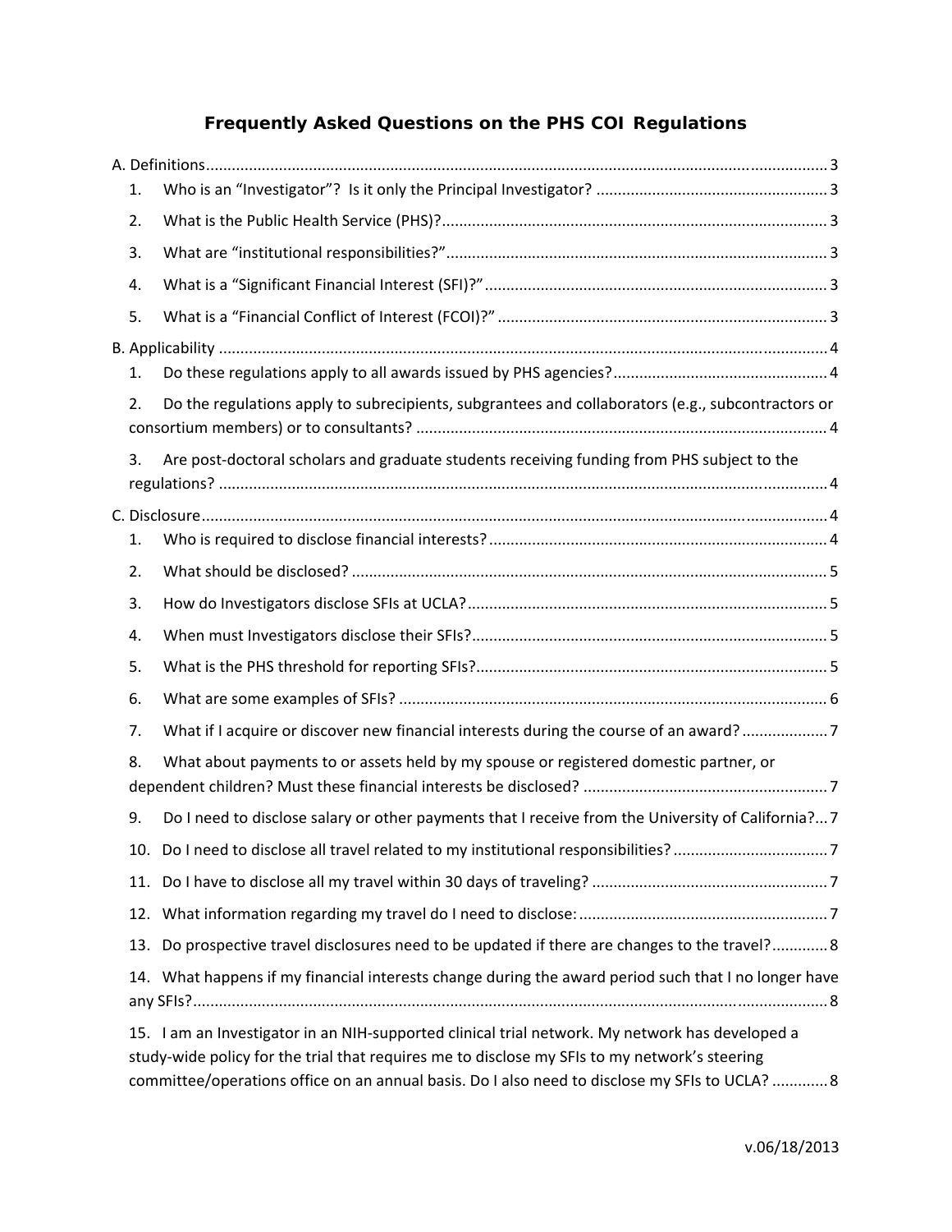# Frequently Asked Questions on the PHS COI Regulations

A. Definitions ........................................................................................................................................ 3

1. Who is an "Investigator"? Is it only the Principal Investigator? ........................................................ 3
2. What is the Public Health Service (PHS)? ........................................................................................ 3
3. What are "institutional responsibilities?" ........................................................................................ 3
4. What is a "Significant Financial Interest (SFI)?" ............................................................................... 3
5. What is a "Financial Conflict of Interest (FCOI)?" ............................................................................ 3

B. Applicability ........................................................................................................................................ 4

1. Do these regulations apply to all awards issued by PHS agencies? ................................................. 4
2. Do the regulations apply to subrecipients, subgrantees and collaborators (e.g., subcontractors or consortium members) or to consultants? ............................................................................................ 4
3. Are post-doctoral scholars and graduate students receiving funding from PHS subject to the regulations? ........................................................................................................................................ 4

C. Disclosure ........................................................................................................................................ 4

1. Who is required to disclose financial interests? .............................................................................. 4
2. What should be disclosed? .............................................................................................................. 5
3. How do Investigators disclose SFIs at UCLA? .................................................................................. 5
4. When must Investigators disclose their SFIs? .................................................................................. 5
5. What is the PHS threshold for reporting SFIs? ................................................................................. 5
6. What are some examples of SFIs? ................................................................................................... 6
7. What if I acquire or discover new financial interests during the course of an award? .................... 7
8. What about payments to or assets held by my spouse or registered domestic partner, or dependent children? Must these financial interests be disclosed? ......................................................... 7
9. Do I need to disclose salary or other payments that I receive from the University of California? ... 7
10. Do I need to disclose all travel related to my institutional responsibilities? ................................... 7
11. Do I have to disclose all my travel within 30 days of traveling? ...................................................... 7
12. What information regarding my travel do I need to disclose: .......................................................... 7
13. Do prospective travel disclosures need to be updated if there are changes to the travel? ............. 8
14. What happens if my financial interests change during the award period such that I no longer have any SFIs? ........................................................................................................................................ 8
15. I am an Investigator in an NIH-supported clinical trial network. My network has developed a study-wide policy for the trial that requires me to disclose my SFIs to my network's steering committee/operations office on an annual basis. Do I also need to disclose my SFIs to UCLA? ............. 8

v.06/18/2013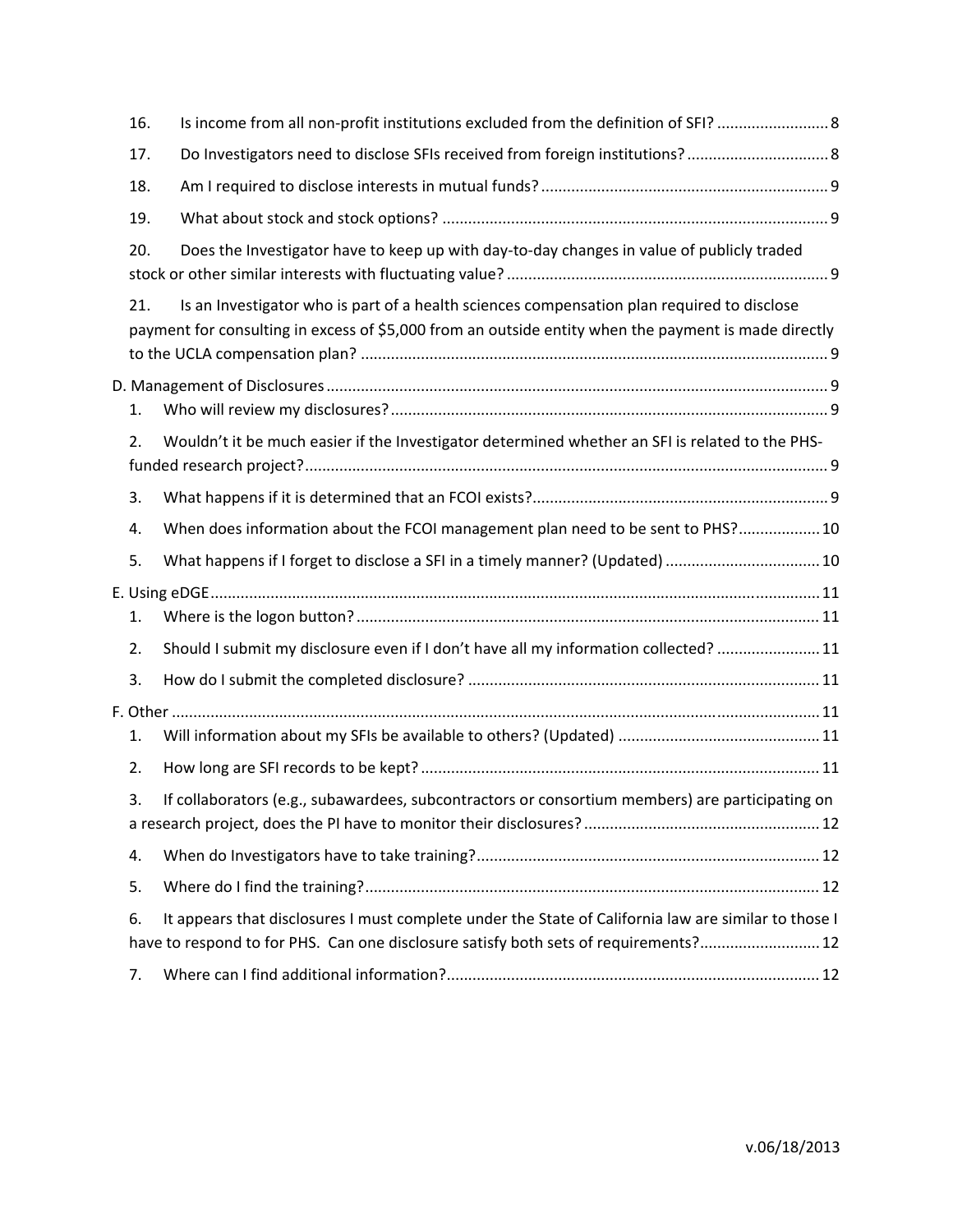16. Is income from all non-profit institutions excluded from the definition of SFI? .......................... 8

17. Do Investigators need to disclose SFIs received from foreign institutions? ................................. 8

18. Am I required to disclose interests in mutual funds? .................................................................. 9

19. What about stock and stock options? ......................................................................................... 9

20. Does the Investigator have to keep up with day-to-day changes in value of publicly traded stock or other similar interests with fluctuating value? .......................................................................... 9

21. Is an Investigator who is part of a health sciences compensation plan required to disclose payment for consulting in excess of $5,000 from an outside entity when the payment is made directly to the UCLA compensation plan? ............................................................................................................ 9

D. Management of Disclosures .................................................................................................................... 9

1. Who will review my disclosures? ..................................................................................................... 9

2. Wouldn't it be much easier if the Investigator determined whether an SFI is related to the PHS-funded research project? ......................................................................................................................... 9

3. What happens if it is determined that an FCOI exists? ..................................................................... 9

4. When does information about the FCOI management plan need to be sent to PHS? ................... 10

5. What happens if I forget to disclose a SFI in a timely manner? (Updated) .................................... 10

E. Using eDGE ............................................................................................................................................ 11

1. Where is the logon button? ........................................................................................................... 11

2. Should I submit my disclosure even if I don't have all my information collected? ........................ 11

3. How do I submit the completed disclosure? ................................................................................. 11

F. Other ..................................................................................................................................................... 11

1. Will information about my SFIs be available to others? (Updated) ............................................... 11

2. How long are SFI records to be kept? ............................................................................................ 11

3. If collaborators (e.g., subawardees, subcontractors or consortium members) are participating on a research project, does the PI have to monitor their disclosures? ....................................................... 12

4. When do Investigators have to take training? ................................................................................ 12

5. Where do I find the training? ......................................................................................................... 12

6. It appears that disclosures I must complete under the State of California law are similar to those I have to respond to for PHS. Can one disclosure satisfy both sets of requirements? ............................ 12

7. Where can I find additional information? ....................................................................................... 12

v.06/18/2013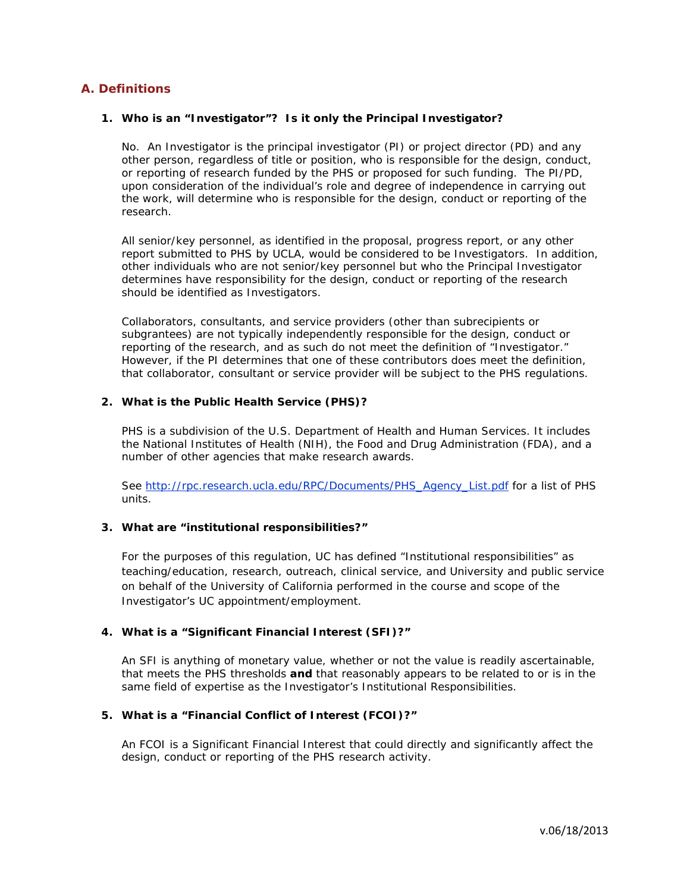## A. Definitions

1. **Who is an "Investigator"? Is it only the Principal Investigator?**

   No. An Investigator is the principal investigator (PI) or project director (PD) and any other person, regardless of title or position, who is responsible for the design, conduct, or reporting of research funded by the PHS or proposed for such funding. The PI/PD, upon consideration of the individual's role and degree of independence in carrying out the work, will determine who is responsible for the design, conduct or reporting of the research.

   All senior/key personnel, as identified in the proposal, progress report, or any other report submitted to PHS by UCLA, would be considered to be Investigators. In addition, other individuals who are not senior/key personnel but who the Principal Investigator determines have responsibility for the design, conduct or reporting of the research should be identified as Investigators.

   Collaborators, consultants, and service providers (other than subrecipients or subgrantees) are not typically independently responsible for the design, conduct or reporting of the research, and as such do not meet the definition of "Investigator." However, if the PI determines that one of these contributors does meet the definition, that collaborator, consultant or service provider will be subject to the PHS regulations.

2. **What is the Public Health Service (PHS)?**

   PHS is a subdivision of the U.S. Department of Health and Human Services. It includes the National Institutes of Health (NIH), the Food and Drug Administration (FDA), and a number of other agencies that make research awards.

   See [http://rpc.research.ucla.edu/RPC/Documents/PHS_Agency_List.pdf](http://rpc.research.ucla.edu/RPC/Documents/PHS_Agency_List.pdf) for a list of PHS units.

3. **What are "institutional responsibilities?"**

   For the purposes of this regulation, UC has defined "Institutional responsibilities" as teaching/education, research, outreach, clinical service, and University and public service on behalf of the University of California performed in the course and scope of the Investigator's UC appointment/employment.

4. **What is a "Significant Financial Interest (SFI)?"**

   An SFI is anything of monetary value, whether or not the value is readily ascertainable, that meets the PHS thresholds **and** that reasonably appears to be related to or is in the same field of expertise as the Investigator's Institutional Responsibilities.

5. **What is a "Financial Conflict of Interest (FCOI)?"**

   An FCOI is a Significant Financial Interest that could directly and significantly affect the design, conduct or reporting of the PHS research activity.

v.06/18/2013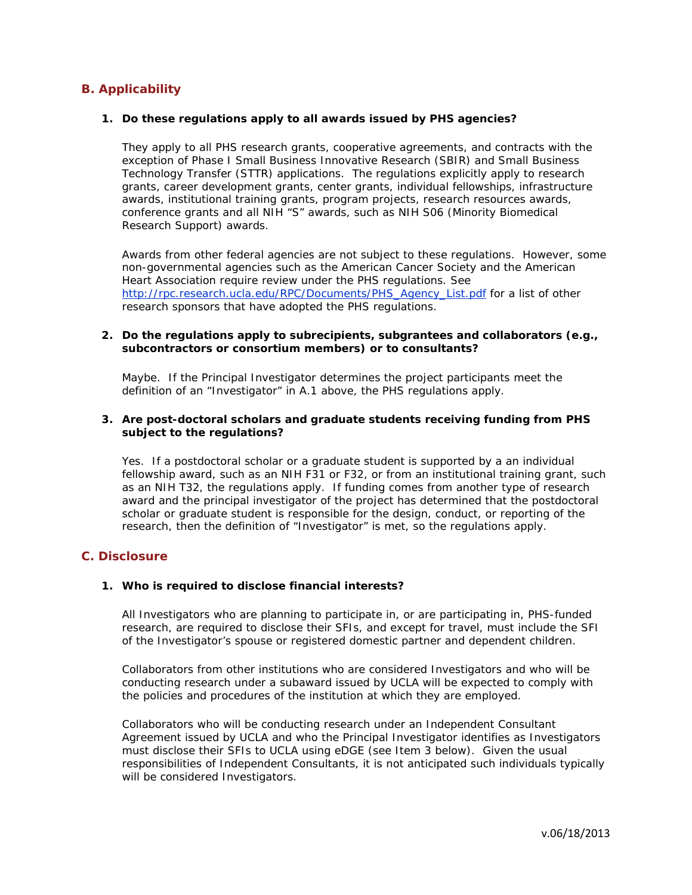## B. Applicability

1. **Do these regulations apply to all awards issued by PHS agencies?**

   They apply to all PHS research grants, cooperative agreements, and contracts with the exception of Phase I Small Business Innovative Research (SBIR) and Small Business Technology Transfer (STTR) applications. The regulations explicitly apply to research grants, career development grants, center grants, individual fellowships, infrastructure awards, institutional training grants, program projects, research resources awards, conference grants and all NIH "S" awards, such as NIH S06 (Minority Biomedical Research Support) awards.

   Awards from other federal agencies are not subject to these regulations. However, some non-governmental agencies such as the American Cancer Society and the American Heart Association require review under the PHS regulations. See [http://rpc.research.ucla.edu/RPC/Documents/PHS_Agency_List.pdf](http://rpc.research.ucla.edu/RPC/Documents/PHS_Agency_List.pdf) for a list of other research sponsors that have adopted the PHS regulations.

2. **Do the regulations apply to subrecipients, subgrantees and collaborators (e.g., subcontractors or consortium members) or to consultants?**

   Maybe. If the Principal Investigator determines the project participants meet the definition of an "Investigator" in A.1 above, the PHS regulations apply.

3. **Are post-doctoral scholars and graduate students receiving funding from PHS subject to the regulations?**

   Yes. If a postdoctoral scholar or a graduate student is supported by a an individual fellowship award, such as an NIH F31 or F32, or from an institutional training grant, such as an NIH T32, the regulations apply. If funding comes from another type of research award and the principal investigator of the project has determined that the postdoctoral scholar or graduate student is responsible for the design, conduct, or reporting of the research, then the definition of "Investigator" is met, so the regulations apply.

## C. Disclosure

1. **Who is required to disclose financial interests?**

   All Investigators who are planning to participate in, or are participating in, PHS-funded research, are required to disclose their SFIs, and except for travel, must include the SFI of the Investigator's spouse or registered domestic partner and dependent children.

   Collaborators from other institutions who are considered Investigators and who will be conducting research under a subaward issued by UCLA will be expected to comply with the policies and procedures of the institution at which they are employed.

   Collaborators who will be conducting research under an Independent Consultant Agreement issued by UCLA and who the Principal Investigator identifies as Investigators must disclose their SFIs to UCLA using eDGE (see Item 3 below). Given the usual responsibilities of Independent Consultants, it is not anticipated such individuals typically will be considered Investigators.

v.06/18/2013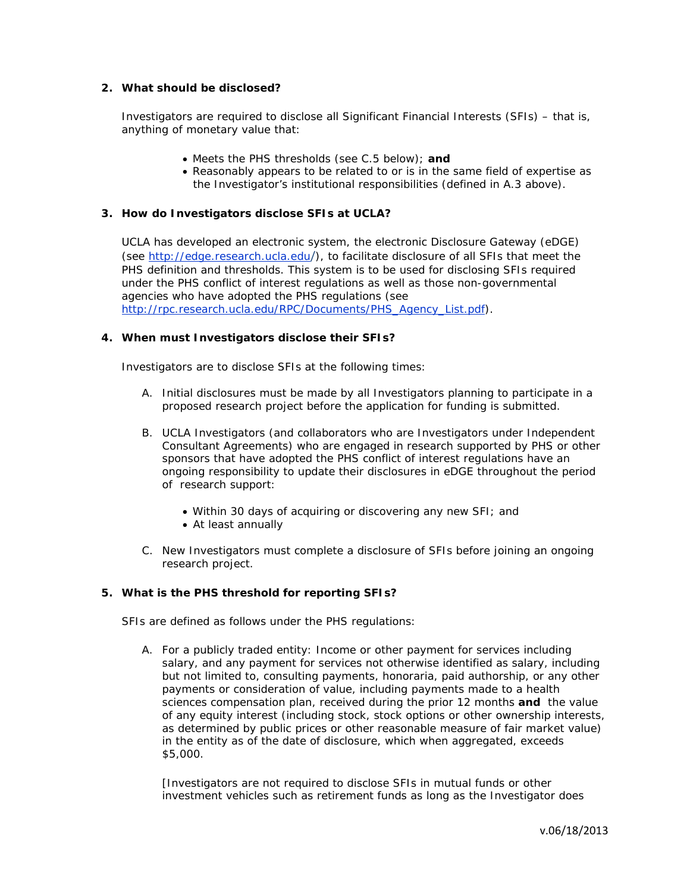## 2. What should be disclosed?

Investigators are required to disclose all Significant Financial Interests (SFIs) – that is, anything of monetary value that:

- Meets the PHS thresholds (see C.5 below); **and**
- Reasonably appears to be related to or is in the same field of expertise as the Investigator's institutional responsibilities (defined in A.3 above).

## 3. How do Investigators disclose SFIs at UCLA?

UCLA has developed an electronic system, the electronic Disclosure Gateway (eDGE) (see [http://edge.research.ucla.edu/](http://edge.research.ucla.edu/)), to facilitate disclosure of all SFIs that meet the PHS definition and thresholds. This system is to be used for disclosing SFIs required under the PHS conflict of interest regulations as well as those non-governmental agencies who have adopted the PHS regulations (see [http://rpc.research.ucla.edu/RPC/Documents/PHS_Agency_List.pdf](http://rpc.research.ucla.edu/RPC/Documents/PHS_Agency_List.pdf)).

## 4. When must Investigators disclose their SFIs?

Investigators are to disclose SFIs at the following times:

A. Initial disclosures must be made by all Investigators planning to participate in a proposed research project before the application for funding is submitted.

B. UCLA Investigators (and collaborators who are Investigators under Independent Consultant Agreements) who are engaged in research supported by PHS or other sponsors that have adopted the PHS conflict of interest regulations have an ongoing responsibility to update their disclosures in eDGE throughout the period of research support:

   - Within 30 days of acquiring or discovering any new SFI; and
   - At least annually

C. New Investigators must complete a disclosure of SFIs before joining an ongoing research project.

## 5. What is the PHS threshold for reporting SFIs?

SFIs are defined as follows under the PHS regulations:

A. For a publicly traded entity: Income or other payment for services including salary, and any payment for services not otherwise identified as salary, including but not limited to, consulting payments, honoraria, paid authorship, or any other payments or consideration of value, including payments made to a health sciences compensation plan, received during the prior 12 months **and** the value of any equity interest (including stock, stock options or other ownership interests, as determined by public prices or other reasonable measure of fair market value) in the entity as of the date of disclosure, which when aggregated, exceeds $5,000.

   [Investigators are not required to disclose SFIs in mutual funds or other investment vehicles such as retirement funds as long as the Investigator does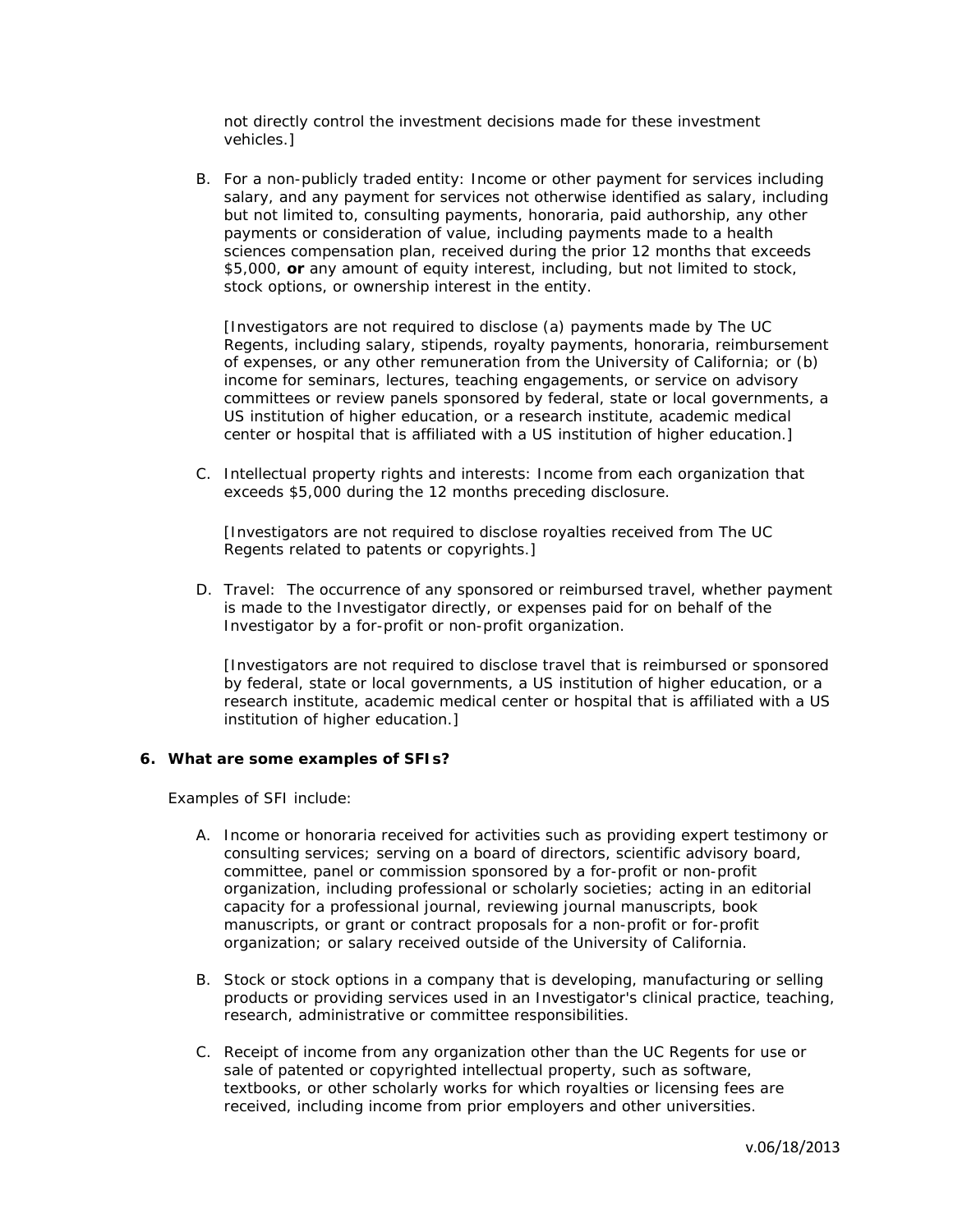not directly control the investment decisions made for these investment vehicles.]

B. For a non-publicly traded entity: Income or other payment for services including salary, and any payment for services not otherwise identified as salary, including but not limited to, consulting payments, honoraria, paid authorship, any other payments or consideration of value, including payments made to a health sciences compensation plan, received during the prior 12 months that exceeds $5,000, **or** any amount of equity interest, including, but not limited to stock, stock options, or ownership interest in the entity.

   [Investigators are not required to disclose (a) payments made by The UC Regents, including salary, stipends, royalty payments, honoraria, reimbursement of expenses, or any other remuneration from the University of California; or (b) income for seminars, lectures, teaching engagements, or service on advisory committees or review panels sponsored by federal, state or local governments, a US institution of higher education, or a research institute, academic medical center or hospital that is affiliated with a US institution of higher education.]

C. Intellectual property rights and interests: Income from each organization that exceeds $5,000 during the 12 months preceding disclosure.

   [Investigators are not required to disclose royalties received from The UC Regents related to patents or copyrights.]

D. Travel: The occurrence of any sponsored or reimbursed travel, whether payment is made to the Investigator directly, or expenses paid for on behalf of the Investigator by a for-profit or non-profit organization.

   [Investigators are not required to disclose travel that is reimbursed or sponsored by federal, state or local governments, a US institution of higher education, or a research institute, academic medical center or hospital that is affiliated with a US institution of higher education.]

**6. What are some examples of SFIs?**

Examples of SFI include:

A. Income or honoraria received for activities such as providing expert testimony or consulting services; serving on a board of directors, scientific advisory board, committee, panel or commission sponsored by a for-profit or non-profit organization, including professional or scholarly societies; acting in an editorial capacity for a professional journal, reviewing journal manuscripts, book manuscripts, or grant or contract proposals for a non-profit or for-profit organization; or salary received outside of the University of California.

B. Stock or stock options in a company that is developing, manufacturing or selling products or providing services used in an Investigator's clinical practice, teaching, research, administrative or committee responsibilities.

C. Receipt of income from any organization other than the UC Regents for use or sale of patented or copyrighted intellectual property, such as software, textbooks, or other scholarly works for which royalties or licensing fees are received, including income from prior employers and other universities.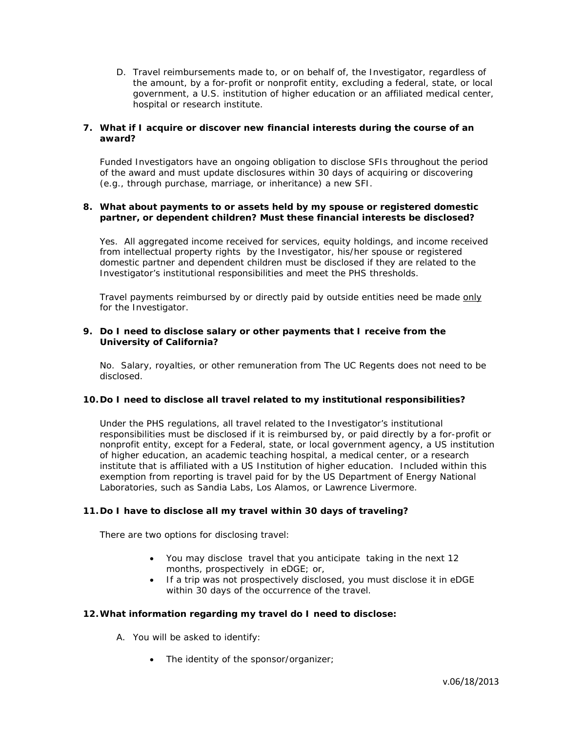D. Travel reimbursements made to, or on behalf of, the Investigator, regardless of the amount, by a for-profit or nonprofit entity, excluding a federal, state, or local government, a U.S. institution of higher education or an affiliated medical center, hospital or research institute.

**7. What if I acquire or discover new financial interests during the course of an award?**

Funded Investigators have an ongoing obligation to disclose SFIs throughout the period of the award and must update disclosures within 30 days of acquiring or discovering (e.g., through purchase, marriage, or inheritance) a new SFI.

**8. What about payments to or assets held by my spouse or registered domestic partner, or dependent children? Must these financial interests be disclosed?**

Yes. All aggregated income received for services, equity holdings, and income received from intellectual property rights by the Investigator, his/her spouse or registered domestic partner and dependent children must be disclosed if they are related to the Investigator's institutional responsibilities and meet the PHS thresholds.

Travel payments reimbursed by or directly paid by outside entities need be made <u>only</u> for the Investigator.

**9. Do I need to disclose salary or other payments that I receive from the University of California?**

No. Salary, royalties, or other remuneration from The UC Regents does not need to be disclosed.

**10. Do I need to disclose all travel related to my institutional responsibilities?**

Under the PHS regulations, all travel related to the Investigator's institutional responsibilities must be disclosed if it is reimbursed by, or paid directly by a for-profit or nonprofit entity, except for a Federal, state, or local government agency, a US institution of higher education, an academic teaching hospital, a medical center, or a research institute that is affiliated with a US Institution of higher education. Included within this exemption from reporting is travel paid for by the US Department of Energy National Laboratories, such as Sandia Labs, Los Alamos, or Lawrence Livermore.

**11. Do I have to disclose all my travel within 30 days of traveling?**

There are two options for disclosing travel:

- You may disclose travel that you anticipate taking in the next 12 months, prospectively in eDGE; or,
- If a trip was not prospectively disclosed, you must disclose it in eDGE within 30 days of the occurrence of the travel.

**12. What information regarding my travel do I need to disclose:**

A. You will be asked to identify:

- The identity of the sponsor/organizer;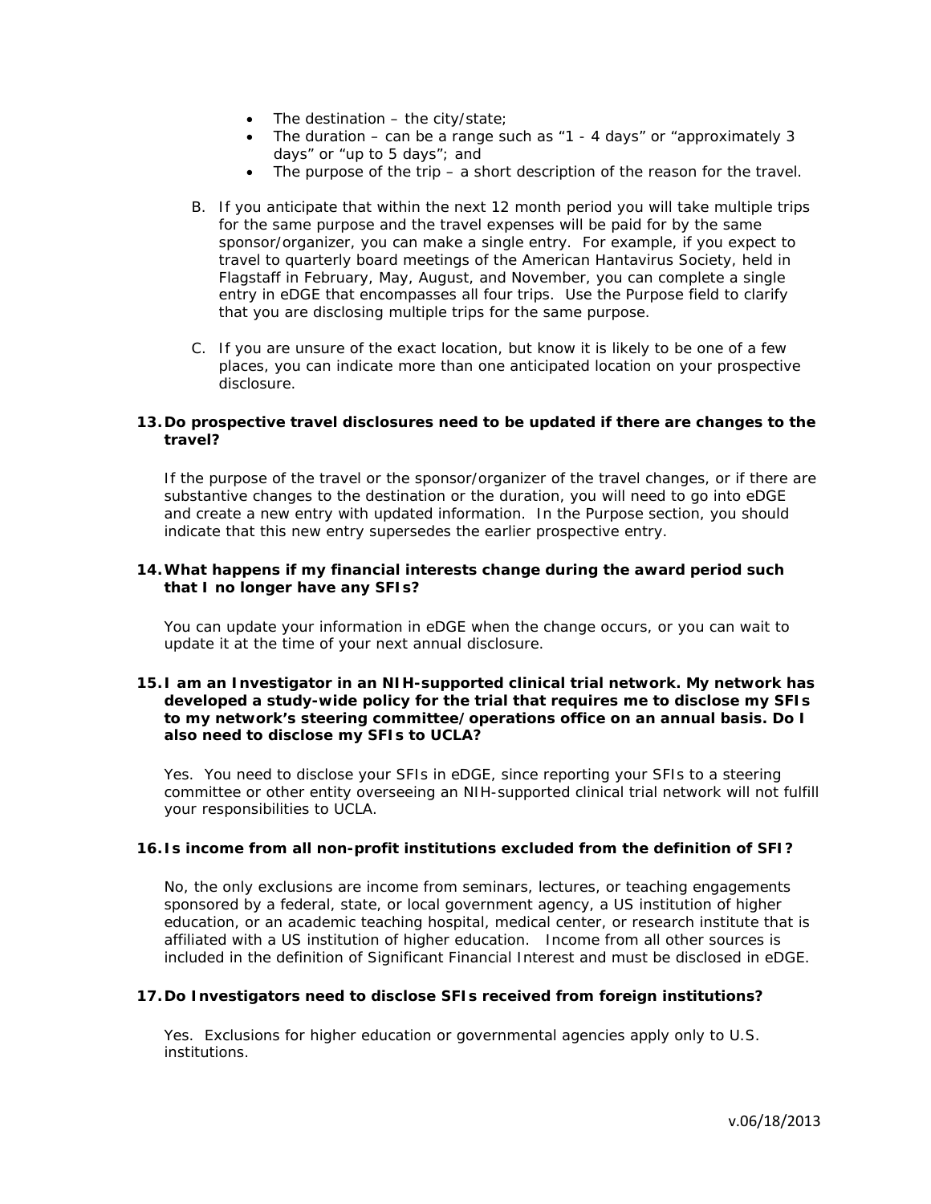- The destination – the city/state;
- The duration – can be a range such as "1 - 4 days" or "approximately 3 days" or "up to 5 days"; and
- The purpose of the trip – a short description of the reason for the travel.

B. If you anticipate that within the next 12 month period you will take multiple trips for the same purpose and the travel expenses will be paid for by the same sponsor/organizer, you can make a single entry. For example, if you expect to travel to quarterly board meetings of the American Hantavirus Society, held in Flagstaff in February, May, August, and November, you can complete a single entry in eDGE that encompasses all four trips. Use the Purpose field to clarify that you are disclosing multiple trips for the same purpose.

C. If you are unsure of the exact location, but know it is likely to be one of a few places, you can indicate more than one anticipated location on your prospective disclosure.

**13. Do prospective travel disclosures need to be updated if there are changes to the travel?**

If the purpose of the travel or the sponsor/organizer of the travel changes, or if there are substantive changes to the destination or the duration, you will need to go into eDGE and create a new entry with updated information. In the Purpose section, you should indicate that this new entry supersedes the earlier prospective entry.

**14. What happens if my financial interests change during the award period such that I no longer have any SFIs?**

You can update your information in eDGE when the change occurs, or you can wait to update it at the time of your next annual disclosure.

**15. I am an Investigator in an NIH-supported clinical trial network. My network has developed a study-wide policy for the trial that requires me to disclose my SFIs to my network's steering committee/operations office on an annual basis. Do I also need to disclose my SFIs to UCLA?**

Yes. You need to disclose your SFIs in eDGE, since reporting your SFIs to a steering committee or other entity overseeing an NIH-supported clinical trial network will not fulfill your responsibilities to UCLA.

**16. Is income from all non-profit institutions excluded from the definition of SFI?**

No, the only exclusions are income from seminars, lectures, or teaching engagements sponsored by a federal, state, or local government agency, a US institution of higher education, or an academic teaching hospital, medical center, or research institute that is affiliated with a US institution of higher education. Income from all other sources is included in the definition of Significant Financial Interest and must be disclosed in eDGE.

**17. Do Investigators need to disclose SFIs received from foreign institutions?**

Yes. Exclusions for higher education or governmental agencies apply only to U.S. institutions.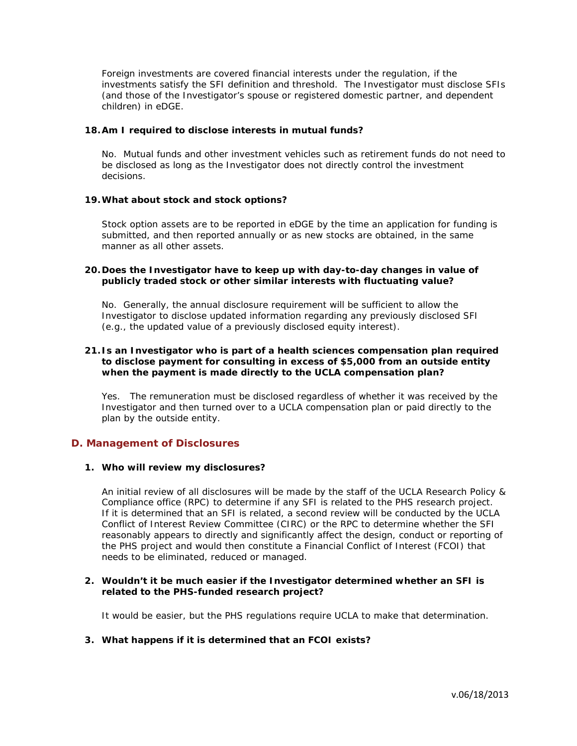Foreign investments are covered financial interests under the regulation, if the investments satisfy the SFI definition and threshold. The Investigator must disclose SFIs (and those of the Investigator's spouse or registered domestic partner, and dependent children) in eDGE.

**18. Am I required to disclose interests in mutual funds?**

No. Mutual funds and other investment vehicles such as retirement funds do not need to be disclosed as long as the Investigator does not directly control the investment decisions.

**19. What about stock and stock options?**

Stock option assets are to be reported in eDGE by the time an application for funding is submitted, and then reported annually or as new stocks are obtained, in the same manner as all other assets.

**20. Does the Investigator have to keep up with day-to-day changes in value of publicly traded stock or other similar interests with fluctuating value?**

No. Generally, the annual disclosure requirement will be sufficient to allow the Investigator to disclose updated information regarding any previously disclosed SFI (e.g., the updated value of a previously disclosed equity interest).

**21. Is an Investigator who is part of a health sciences compensation plan required to disclose payment for consulting in excess of $5,000 from an outside entity when the payment is made directly to the UCLA compensation plan?**

Yes. The remuneration must be disclosed regardless of whether it was received by the Investigator and then turned over to a UCLA compensation plan or paid directly to the plan by the outside entity.

## D. Management of Disclosures

**1. Who will review my disclosures?**

An initial review of all disclosures will be made by the staff of the UCLA Research Policy & Compliance office (RPC) to determine if any SFI is related to the PHS research project. If it is determined that an SFI is related, a second review will be conducted by the UCLA Conflict of Interest Review Committee (CIRC) or the RPC to determine whether the SFI reasonably appears to directly and significantly affect the design, conduct or reporting of the PHS project and would then constitute a Financial Conflict of Interest (FCOI) that needs to be eliminated, reduced or managed.

**2. Wouldn't it be much easier if the Investigator determined whether an SFI is related to the PHS-funded research project?**

It would be easier, but the PHS regulations require UCLA to make that determination.

**3. What happens if it is determined that an FCOI exists?**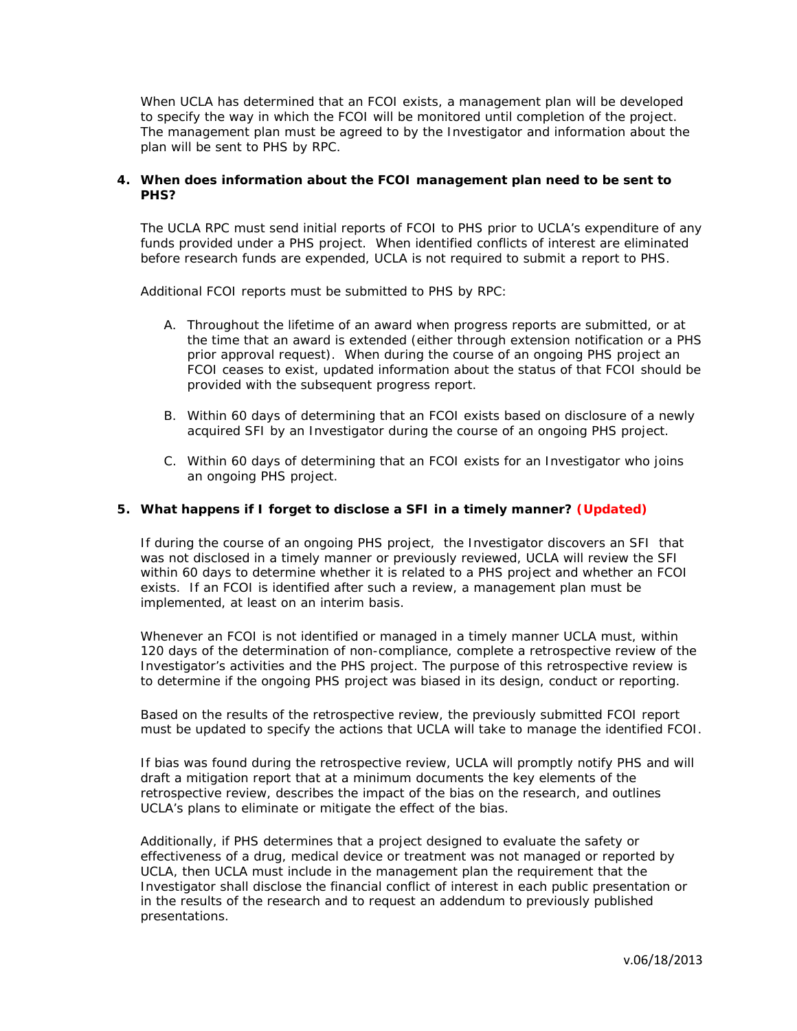When UCLA has determined that an FCOI exists, a management plan will be developed to specify the way in which the FCOI will be monitored until completion of the project. The management plan must be agreed to by the Investigator and information about the plan will be sent to PHS by RPC.

**4. When does information about the FCOI management plan need to be sent to PHS?**

The UCLA RPC must send initial reports of FCOI to PHS prior to UCLA's expenditure of any funds provided under a PHS project. When identified conflicts of interest are eliminated before research funds are expended, UCLA is not required to submit a report to PHS.

Additional FCOI reports must be submitted to PHS by RPC:

A. Throughout the lifetime of an award when progress reports are submitted, or at the time that an award is extended (either through extension notification or a PHS prior approval request). When during the course of an ongoing PHS project an FCOI ceases to exist, updated information about the status of that FCOI should be provided with the subsequent progress report.

B. Within 60 days of determining that an FCOI exists based on disclosure of a newly acquired SFI by an Investigator during the course of an ongoing PHS project.

C. Within 60 days of determining that an FCOI exists for an Investigator who joins an ongoing PHS project.

**5. What happens if I forget to disclose a SFI in a timely manner? (Updated)**

If during the course of an ongoing PHS project, the Investigator discovers an SFI that was not disclosed in a timely manner or previously reviewed, UCLA will review the SFI within 60 days to determine whether it is related to a PHS project and whether an FCOI exists. If an FCOI is identified after such a review, a management plan must be implemented, at least on an interim basis.

Whenever an FCOI is not identified or managed in a timely manner UCLA must, within 120 days of the determination of non-compliance, complete a retrospective review of the Investigator's activities and the PHS project. The purpose of this retrospective review is to determine if the ongoing PHS project was biased in its design, conduct or reporting.

Based on the results of the retrospective review, the previously submitted FCOI report must be updated to specify the actions that UCLA will take to manage the identified FCOI.

If bias was found during the retrospective review, UCLA will promptly notify PHS and will draft a mitigation report that at a minimum documents the key elements of the retrospective review, describes the impact of the bias on the research, and outlines UCLA's plans to eliminate or mitigate the effect of the bias.

Additionally, if PHS determines that a project designed to evaluate the safety or effectiveness of a drug, medical device or treatment was not managed or reported by UCLA, then UCLA must include in the management plan the requirement that the Investigator shall disclose the financial conflict of interest in each public presentation or in the results of the research and to request an addendum to previously published presentations.

v.06/18/2013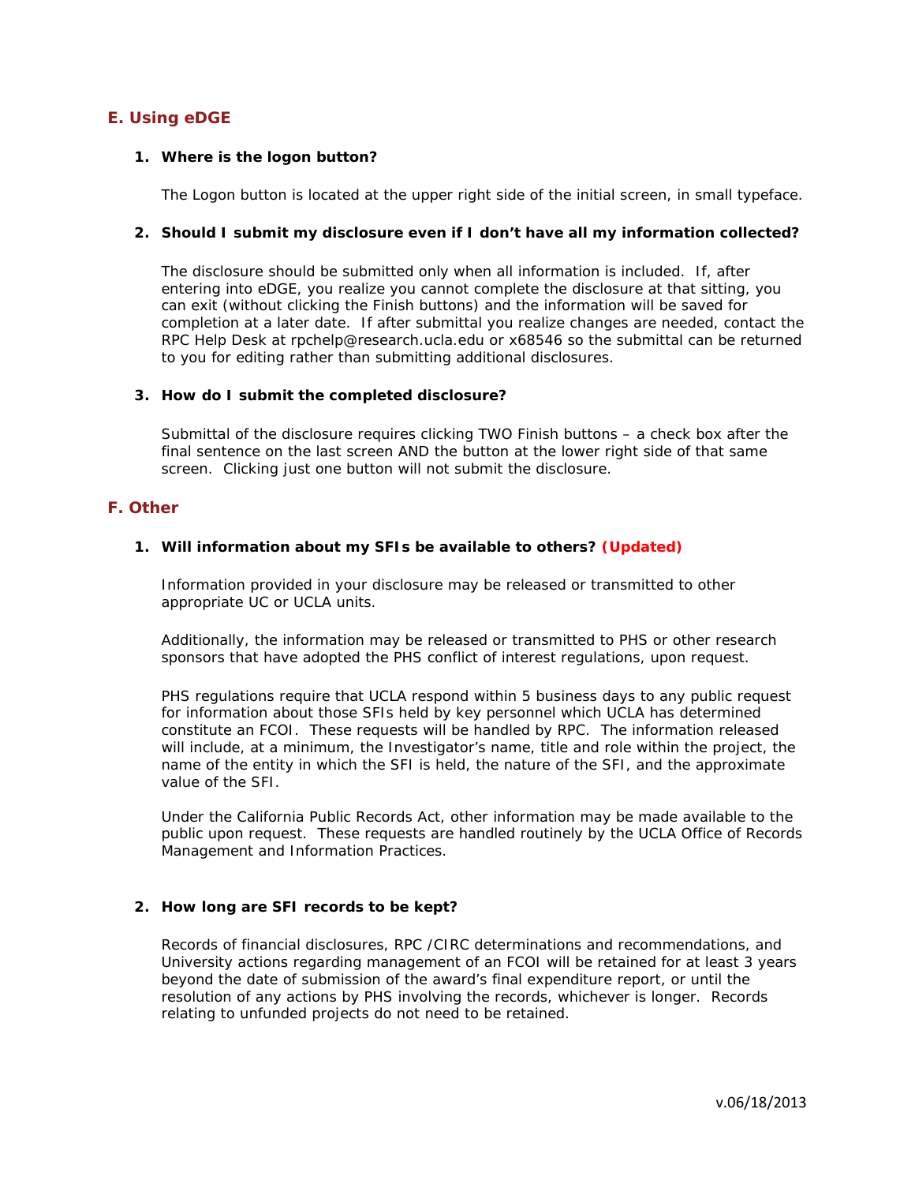## E. Using eDGE

### 1. Where is the logon button?

The Logon button is located at the upper right side of the initial screen, in small typeface.

### 2. Should I submit my disclosure even if I don't have all my information collected?

The disclosure should be submitted only when all information is included. If, after entering into eDGE, you realize you cannot complete the disclosure at that sitting, you can exit (without clicking the Finish buttons) and the information will be saved for completion at a later date. If after submittal you realize changes are needed, contact the RPC Help Desk at rpchelp@research.ucla.edu or x68546 so the submittal can be returned to you for editing rather than submitting additional disclosures.

### 3. How do I submit the completed disclosure?

Submittal of the disclosure requires clicking TWO Finish buttons – a check box after the final sentence on the last screen AND the button at the lower right side of that same screen. Clicking just one button will not submit the disclosure.

## F. Other

### 1. Will information about my SFIs be available to others? (Updated)

Information provided in your disclosure may be released or transmitted to other appropriate UC or UCLA units.

Additionally, the information may be released or transmitted to PHS or other research sponsors that have adopted the PHS conflict of interest regulations, upon request.

PHS regulations require that UCLA respond within 5 business days to any public request for information about those SFIs held by key personnel which UCLA has determined constitute an FCOI. These requests will be handled by RPC. The information released will include, at a minimum, the Investigator's name, title and role within the project, the name of the entity in which the SFI is held, the nature of the SFI, and the approximate value of the SFI.

Under the California Public Records Act, other information may be made available to the public upon request. These requests are handled routinely by the UCLA Office of Records Management and Information Practices.

### 2. How long are SFI records to be kept?

Records of financial disclosures, RPC /CIRC determinations and recommendations, and University actions regarding management of an FCOI will be retained for at least 3 years beyond the date of submission of the award's final expenditure report, or until the resolution of any actions by PHS involving the records, whichever is longer. Records relating to unfunded projects do not need to be retained.

v.06/18/2013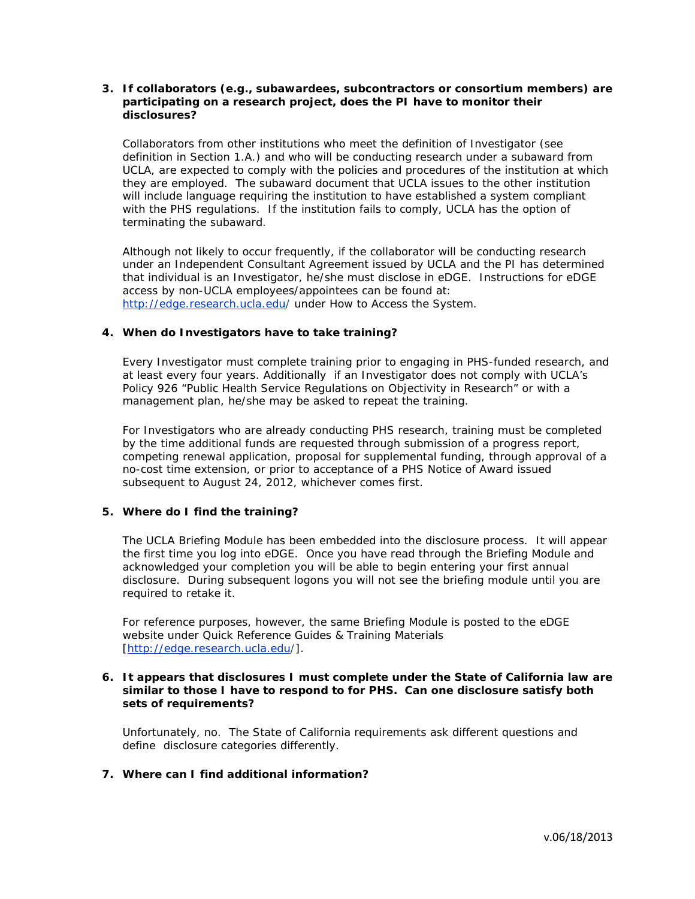**3. If collaborators (e.g., subawardees, subcontractors or consortium members) are participating on a research project, does the PI have to monitor their disclosures?**

Collaborators from other institutions who meet the definition of Investigator (see definition in Section 1.A.) and who will be conducting research under a subaward from UCLA, are expected to comply with the policies and procedures of the institution at which they are employed. The subaward document that UCLA issues to the other institution will include language requiring the institution to have established a system compliant with the PHS regulations. If the institution fails to comply, UCLA has the option of terminating the subaward.

Although not likely to occur frequently, if the collaborator will be conducting research under an Independent Consultant Agreement issued by UCLA and the PI has determined that individual is an Investigator, he/she must disclose in eDGE. Instructions for eDGE access by non-UCLA employees/appointees can be found at: http://edge.research.ucla.edu/ under How to Access the System.

**4. When do Investigators have to take training?**

Every Investigator must complete training prior to engaging in PHS-funded research, and at least every four years. Additionally if an Investigator does not comply with UCLA's Policy 926 "Public Health Service Regulations on Objectivity in Research" or with a management plan, he/she may be asked to repeat the training.

For Investigators who are already conducting PHS research, training must be completed by the time additional funds are requested through submission of a progress report, competing renewal application, proposal for supplemental funding, through approval of a no-cost time extension, or prior to acceptance of a PHS Notice of Award issued subsequent to August 24, 2012, whichever comes first.

**5. Where do I find the training?**

The UCLA Briefing Module has been embedded into the disclosure process. It will appear the first time you log into eDGE. Once you have read through the Briefing Module and acknowledged your completion you will be able to begin entering your first annual disclosure. During subsequent logons you will not see the briefing module until you are required to retake it.

For reference purposes, however, the same Briefing Module is posted to the eDGE website under Quick Reference Guides & Training Materials [http://edge.research.ucla.edu/].

**6. It appears that disclosures I must complete under the State of California law are similar to those I have to respond to for PHS. Can one disclosure satisfy both sets of requirements?**

Unfortunately, no. The State of California requirements ask different questions and define disclosure categories differently.

**7. Where can I find additional information?**

v.06/18/2013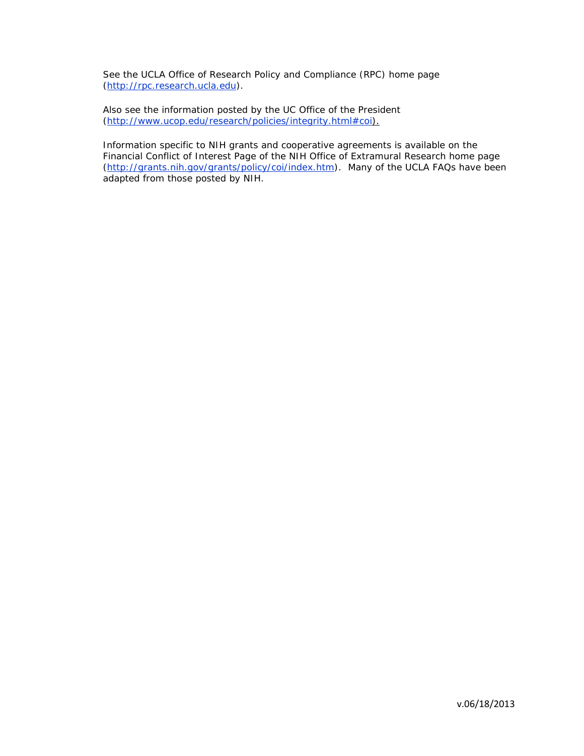See the UCLA Office of Research Policy and Compliance (RPC) home page (http://rpc.research.ucla.edu).

Also see the information posted by the UC Office of the President (http://www.ucop.edu/research/policies/integrity.html#coi).

Information specific to NIH grants and cooperative agreements is available on the Financial Conflict of Interest Page of the NIH Office of Extramural Research home page (http://grants.nih.gov/grants/policy/coi/index.htm). Many of the UCLA FAQs have been adapted from those posted by NIH.

v.06/18/2013